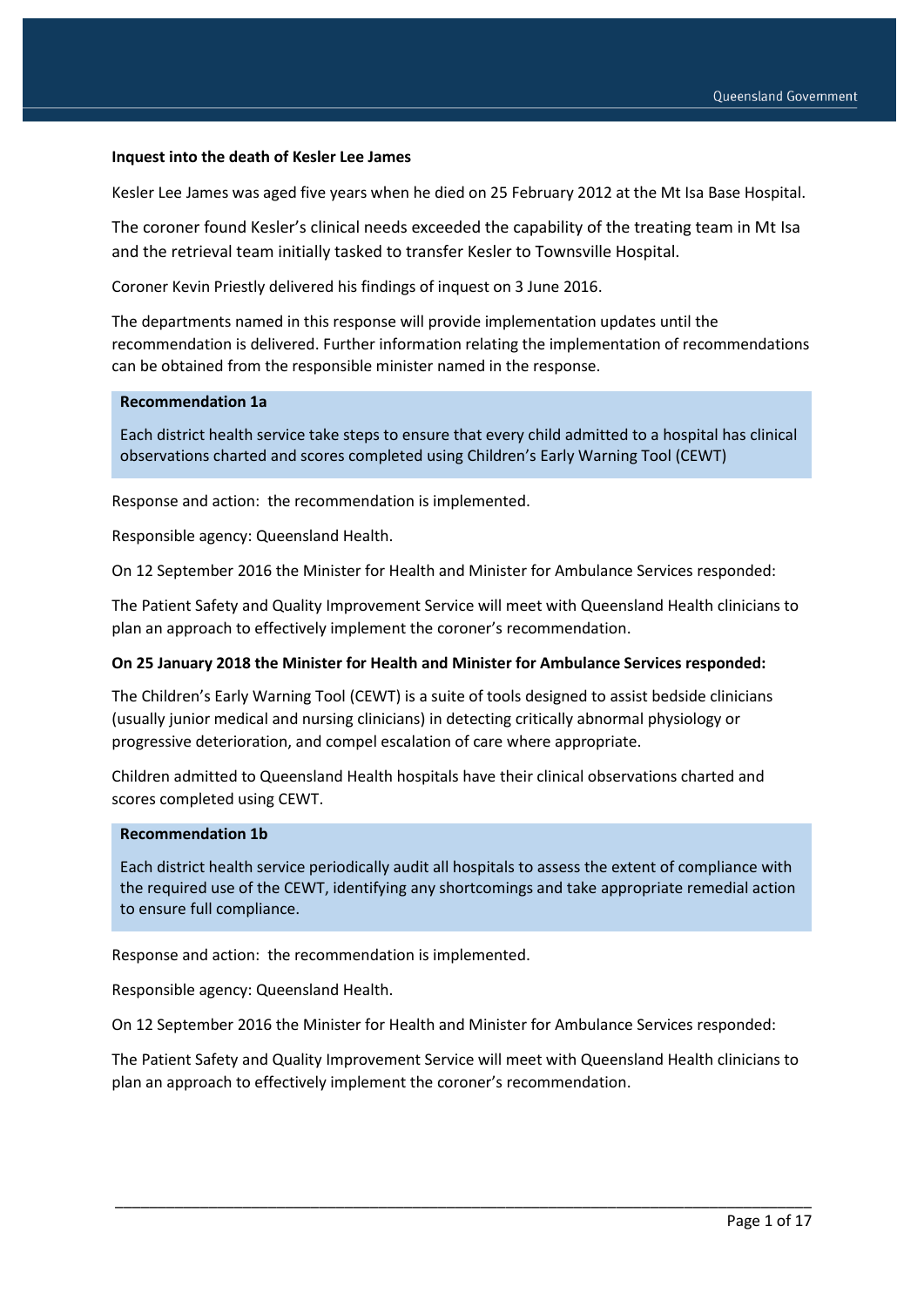**Inquest into the death of Kesler Lee James**

Kesler Lee James was aged five years when he died on 25 February 2012 at the Mt Isa Base Hospital.

The coroner found Kesler's clinical needs exceeded the capability of the treating team in Mt Isa and the retrieval team initially tasked to transfer Kesler to Townsville Hospital.

Coroner Kevin Priestly delivered his findings of inquest on 3 June 2016.

The departments named in this response will provide implementation updates until the recommendation is delivered. Further information relating the implementation of recommendations can be obtained from the responsible minister named in the response.

**Recommendation 1a**

Each district health service take steps to ensure that every child admitted to a hospital has clinical observations charted and scores completed using Children's Early Warning Tool (CEWT)

Response and action: the recommendation is implemented.

Responsible agency: Queensland Health.

On 12 September 2016 the Minister for Health and Minister for Ambulance Services responded:

The Patient Safety and Quality Improvement Service will meet with Queensland Health clinicians to plan an approach to effectively implement the coroner's recommendation.

**On 25 January 2018 the Minister for Health and Minister for Ambulance Services responded:**

The Children's Early Warning Tool (CEWT) is a suite of tools designed to assist bedside clinicians (usually junior medical and nursing clinicians) in detecting critically abnormal physiology or progressive deterioration, and compel escalation of care where appropriate.

Children admitted to Queensland Health hospitals have their clinical observations charted and scores completed using CEWT.

**Recommendation 1b**

Each district health service periodically audit all hospitals to assess the extent of compliance with the required use of the CEWT, identifying any shortcomings and take appropriate remedial action to ensure full compliance.

Response and action: the recommendation is implemented.

Responsible agency: Queensland Health.

On 12 September 2016 the Minister for Health and Minister for Ambulance Services responded:

The Patient Safety and Quality Improvement Service will meet with Queensland Health clinicians to plan an approach to effectively implement the coroner's recommendation.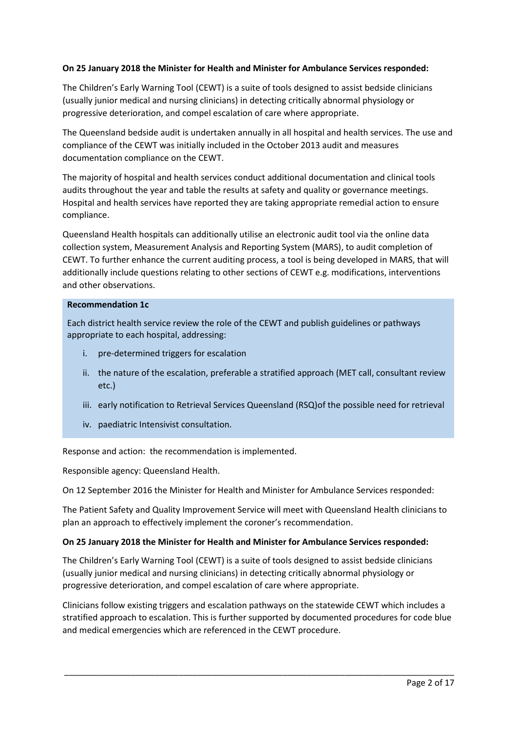**On 25 January 2018 the Minister for Health and Minister for Ambulance Services responded:**

The Children's Early Warning Tool (CEWT) is a suite of tools designed to assist bedside clinicians (usually junior medical and nursing clinicians) in detecting critically abnormal physiology or progressive deterioration, and compel escalation of care where appropriate.

The Queensland bedside audit is undertaken annually in all hospital and health services. The use and compliance of the CEWT was initially included in the October 2013 audit and measures documentation compliance on the CEWT.

The majority of hospital and health services conduct additional documentation and clinical tools audits throughout the year and table the results at safety and quality or governance meetings. Hospital and health services have reported they are taking appropriate remedial action to ensure compliance.

Queensland Health hospitals can additionally utilise an electronic audit tool via the online data collection system, Measurement Analysis and Reporting System (MARS), to audit completion of CEWT. To further enhance the current auditing process, a tool is being developed in MARS, that will additionally include questions relating to other sections of CEWT e.g. modifications, interventions and other observations.

**Recommendation 1c**

Each district health service review the role of the CEWT and publish guidelines or pathways appropriate to each hospital, addressing:

i. pre-determined triggers for escalation
ii. the nature of the escalation, preferable a stratified approach (MET call, consultant review etc.)
iii. early notification to Retrieval Services Queensland (RSQ)of the possible need for retrieval
iv. paediatric Intensivist consultation.

Response and action: the recommendation is implemented.

Responsible agency: Queensland Health.

On 12 September 2016 the Minister for Health and Minister for Ambulance Services responded:

The Patient Safety and Quality Improvement Service will meet with Queensland Health clinicians to plan an approach to effectively implement the coroner's recommendation.

**On 25 January 2018 the Minister for Health and Minister for Ambulance Services responded:**

The Children's Early Warning Tool (CEWT) is a suite of tools designed to assist bedside clinicians (usually junior medical and nursing clinicians) in detecting critically abnormal physiology or progressive deterioration, and compel escalation of care where appropriate.

Clinicians follow existing triggers and escalation pathways on the statewide CEWT which includes a stratified approach to escalation. This is further supported by documented procedures for code blue and medical emergencies which are referenced in the CEWT procedure.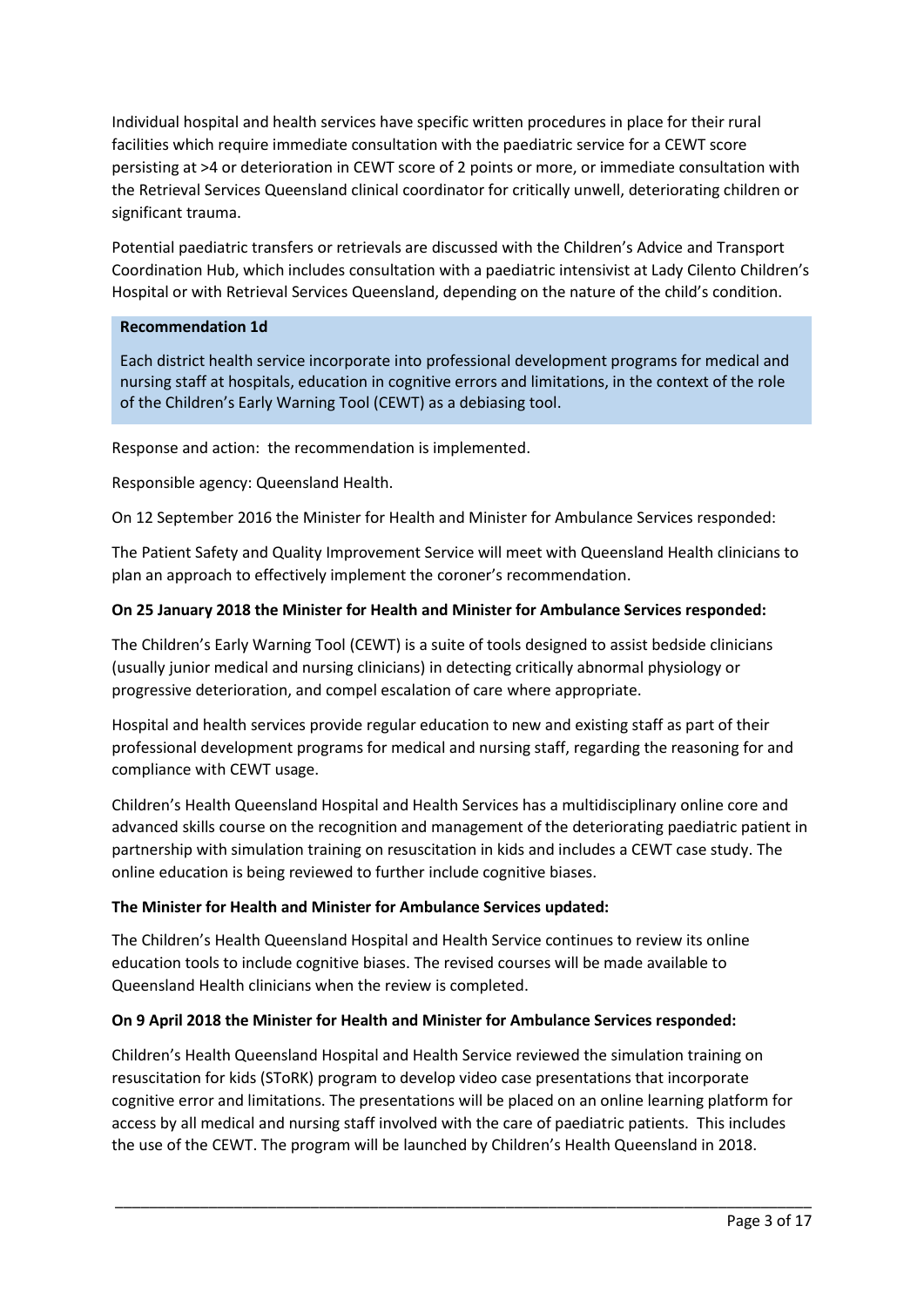Individual hospital and health services have specific written procedures in place for their rural facilities which require immediate consultation with the paediatric service for a CEWT score persisting at >4 or deterioration in CEWT score of 2 points or more, or immediate consultation with the Retrieval Services Queensland clinical coordinator for critically unwell, deteriorating children or significant trauma.

Potential paediatric transfers or retrievals are discussed with the Children's Advice and Transport Coordination Hub, which includes consultation with a paediatric intensivist at Lady Cilento Children's Hospital or with Retrieval Services Queensland, depending on the nature of the child's condition.

**Recommendation 1d**

Each district health service incorporate into professional development programs for medical and nursing staff at hospitals, education in cognitive errors and limitations, in the context of the role of the Children's Early Warning Tool (CEWT) as a debiasing tool.

Response and action: the recommendation is implemented.

Responsible agency: Queensland Health.

On 12 September 2016 the Minister for Health and Minister for Ambulance Services responded:

The Patient Safety and Quality Improvement Service will meet with Queensland Health clinicians to plan an approach to effectively implement the coroner's recommendation.

**On 25 January 2018 the Minister for Health and Minister for Ambulance Services responded:**

The Children's Early Warning Tool (CEWT) is a suite of tools designed to assist bedside clinicians (usually junior medical and nursing clinicians) in detecting critically abnormal physiology or progressive deterioration, and compel escalation of care where appropriate.

Hospital and health services provide regular education to new and existing staff as part of their professional development programs for medical and nursing staff, regarding the reasoning for and compliance with CEWT usage.

Children's Health Queensland Hospital and Health Services has a multidisciplinary online core and advanced skills course on the recognition and management of the deteriorating paediatric patient in partnership with simulation training on resuscitation in kids and includes a CEWT case study. The online education is being reviewed to further include cognitive biases.

**The Minister for Health and Minister for Ambulance Services updated:**

The Children's Health Queensland Hospital and Health Service continues to review its online education tools to include cognitive biases. The revised courses will be made available to Queensland Health clinicians when the review is completed.

**On 9 April 2018 the Minister for Health and Minister for Ambulance Services responded:**

Children's Health Queensland Hospital and Health Service reviewed the simulation training on resuscitation for kids (SToRK) program to develop video case presentations that incorporate cognitive error and limitations. The presentations will be placed on an online learning platform for access by all medical and nursing staff involved with the care of paediatric patients. This includes the use of the CEWT. The program will be launched by Children's Health Queensland in 2018.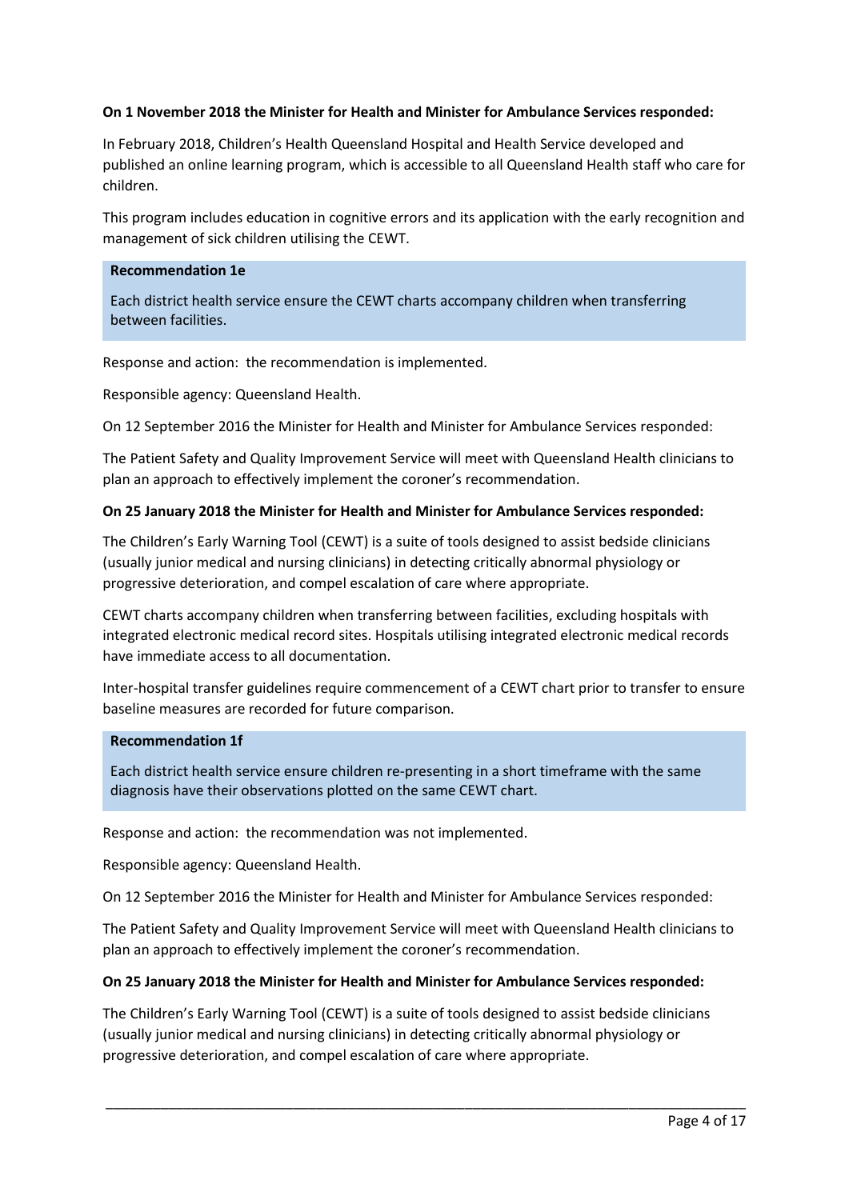**On 1 November 2018 the Minister for Health and Minister for Ambulance Services responded:**

In February 2018, Children's Health Queensland Hospital and Health Service developed and published an online learning program, which is accessible to all Queensland Health staff who care for children.

This program includes education in cognitive errors and its application with the early recognition and management of sick children utilising the CEWT.

**Recommendation 1e**

Each district health service ensure the CEWT charts accompany children when transferring between facilities.

Response and action: the recommendation is implemented.

Responsible agency: Queensland Health.

On 12 September 2016 the Minister for Health and Minister for Ambulance Services responded:

The Patient Safety and Quality Improvement Service will meet with Queensland Health clinicians to plan an approach to effectively implement the coroner's recommendation.

**On 25 January 2018 the Minister for Health and Minister for Ambulance Services responded:**

The Children's Early Warning Tool (CEWT) is a suite of tools designed to assist bedside clinicians (usually junior medical and nursing clinicians) in detecting critically abnormal physiology or progressive deterioration, and compel escalation of care where appropriate.

CEWT charts accompany children when transferring between facilities, excluding hospitals with integrated electronic medical record sites. Hospitals utilising integrated electronic medical records have immediate access to all documentation.

Inter-hospital transfer guidelines require commencement of a CEWT chart prior to transfer to ensure baseline measures are recorded for future comparison.

**Recommendation 1f**

Each district health service ensure children re-presenting in a short timeframe with the same diagnosis have their observations plotted on the same CEWT chart.

Response and action: the recommendation was not implemented.

Responsible agency: Queensland Health.

On 12 September 2016 the Minister for Health and Minister for Ambulance Services responded:

The Patient Safety and Quality Improvement Service will meet with Queensland Health clinicians to plan an approach to effectively implement the coroner's recommendation.

**On 25 January 2018 the Minister for Health and Minister for Ambulance Services responded:**

The Children's Early Warning Tool (CEWT) is a suite of tools designed to assist bedside clinicians (usually junior medical and nursing clinicians) in detecting critically abnormal physiology or progressive deterioration, and compel escalation of care where appropriate.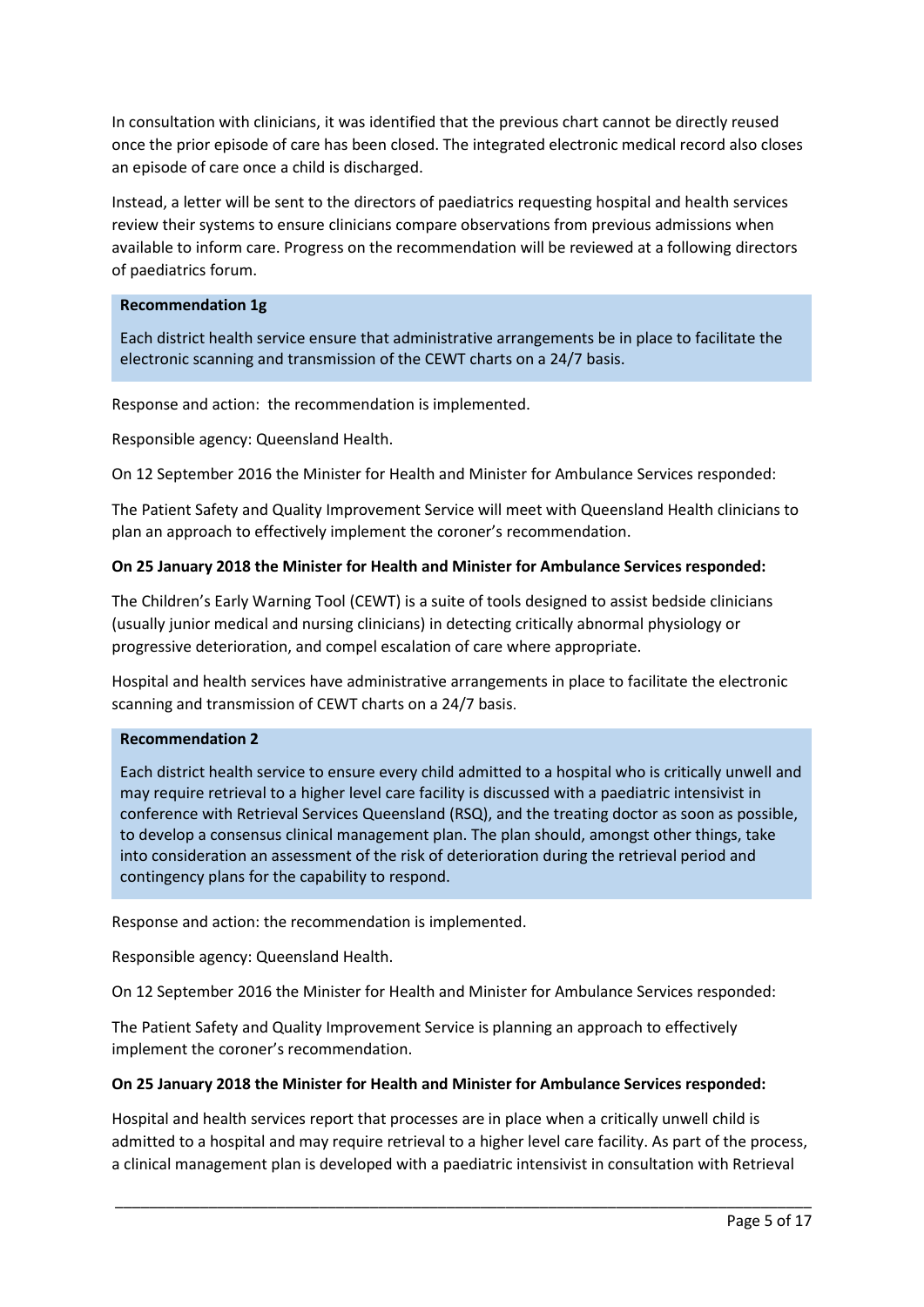In consultation with clinicians, it was identified that the previous chart cannot be directly reused once the prior episode of care has been closed. The integrated electronic medical record also closes an episode of care once a child is discharged.

Instead, a letter will be sent to the directors of paediatrics requesting hospital and health services review their systems to ensure clinicians compare observations from previous admissions when available to inform care. Progress on the recommendation will be reviewed at a following directors of paediatrics forum.

**Recommendation 1g**

Each district health service ensure that administrative arrangements be in place to facilitate the electronic scanning and transmission of the CEWT charts on a 24/7 basis.

Response and action: the recommendation is implemented.

Responsible agency: Queensland Health.

On 12 September 2016 the Minister for Health and Minister for Ambulance Services responded:

The Patient Safety and Quality Improvement Service will meet with Queensland Health clinicians to plan an approach to effectively implement the coroner's recommendation.

**On 25 January 2018 the Minister for Health and Minister for Ambulance Services responded:**

The Children's Early Warning Tool (CEWT) is a suite of tools designed to assist bedside clinicians (usually junior medical and nursing clinicians) in detecting critically abnormal physiology or progressive deterioration, and compel escalation of care where appropriate.

Hospital and health services have administrative arrangements in place to facilitate the electronic scanning and transmission of CEWT charts on a 24/7 basis.

**Recommendation 2**

Each district health service to ensure every child admitted to a hospital who is critically unwell and may require retrieval to a higher level care facility is discussed with a paediatric intensivist in conference with Retrieval Services Queensland (RSQ), and the treating doctor as soon as possible, to develop a consensus clinical management plan. The plan should, amongst other things, take into consideration an assessment of the risk of deterioration during the retrieval period and contingency plans for the capability to respond.

Response and action: the recommendation is implemented.

Responsible agency: Queensland Health.

On 12 September 2016 the Minister for Health and Minister for Ambulance Services responded:

The Patient Safety and Quality Improvement Service is planning an approach to effectively implement the coroner's recommendation.

**On 25 January 2018 the Minister for Health and Minister for Ambulance Services responded:**

Hospital and health services report that processes are in place when a critically unwell child is admitted to a hospital and may require retrieval to a higher level care facility. As part of the process, a clinical management plan is developed with a paediatric intensivist in consultation with Retrieval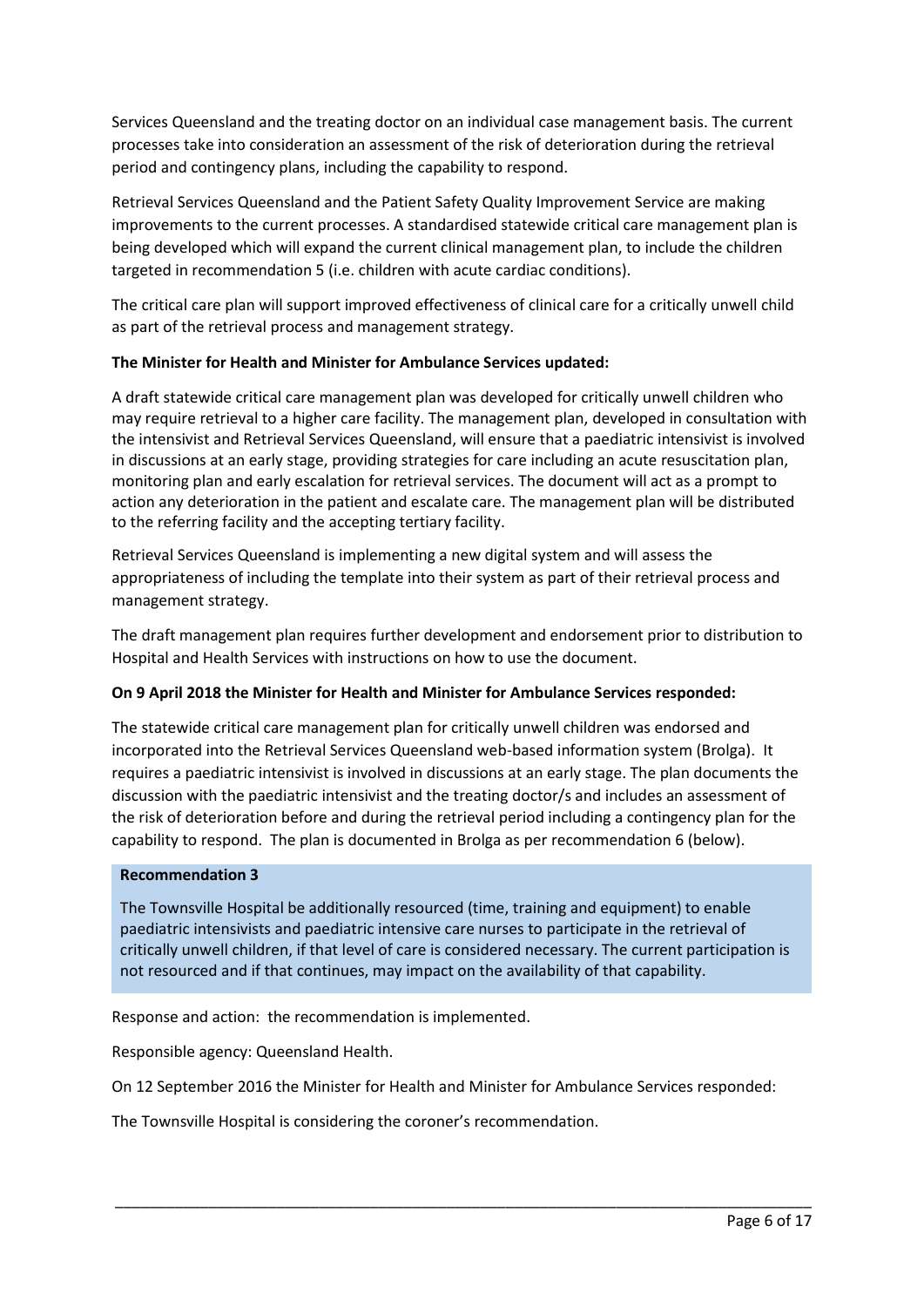Services Queensland and the treating doctor on an individual case management basis. The current processes take into consideration an assessment of the risk of deterioration during the retrieval period and contingency plans, including the capability to respond.

Retrieval Services Queensland and the Patient Safety Quality Improvement Service are making improvements to the current processes. A standardised statewide critical care management plan is being developed which will expand the current clinical management plan, to include the children targeted in recommendation 5 (i.e. children with acute cardiac conditions).

The critical care plan will support improved effectiveness of clinical care for a critically unwell child as part of the retrieval process and management strategy.

**The Minister for Health and Minister for Ambulance Services updated:**

A draft statewide critical care management plan was developed for critically unwell children who may require retrieval to a higher care facility. The management plan, developed in consultation with the intensivist and Retrieval Services Queensland, will ensure that a paediatric intensivist is involved in discussions at an early stage, providing strategies for care including an acute resuscitation plan, monitoring plan and early escalation for retrieval services. The document will act as a prompt to action any deterioration in the patient and escalate care. The management plan will be distributed to the referring facility and the accepting tertiary facility.

Retrieval Services Queensland is implementing a new digital system and will assess the appropriateness of including the template into their system as part of their retrieval process and management strategy.

The draft management plan requires further development and endorsement prior to distribution to Hospital and Health Services with instructions on how to use the document.

**On 9 April 2018 the Minister for Health and Minister for Ambulance Services responded:**

The statewide critical care management plan for critically unwell children was endorsed and incorporated into the Retrieval Services Queensland web-based information system (Brolga). It requires a paediatric intensivist is involved in discussions at an early stage. The plan documents the discussion with the paediatric intensivist and the treating doctor/s and includes an assessment of the risk of deterioration before and during the retrieval period including a contingency plan for the capability to respond. The plan is documented in Brolga as per recommendation 6 (below).

**Recommendation 3**

The Townsville Hospital be additionally resourced (time, training and equipment) to enable paediatric intensivists and paediatric intensive care nurses to participate in the retrieval of critically unwell children, if that level of care is considered necessary. The current participation is not resourced and if that continues, may impact on the availability of that capability.

Response and action: the recommendation is implemented.

Responsible agency: Queensland Health.

On 12 September 2016 the Minister for Health and Minister for Ambulance Services responded:

The Townsville Hospital is considering the coroner's recommendation.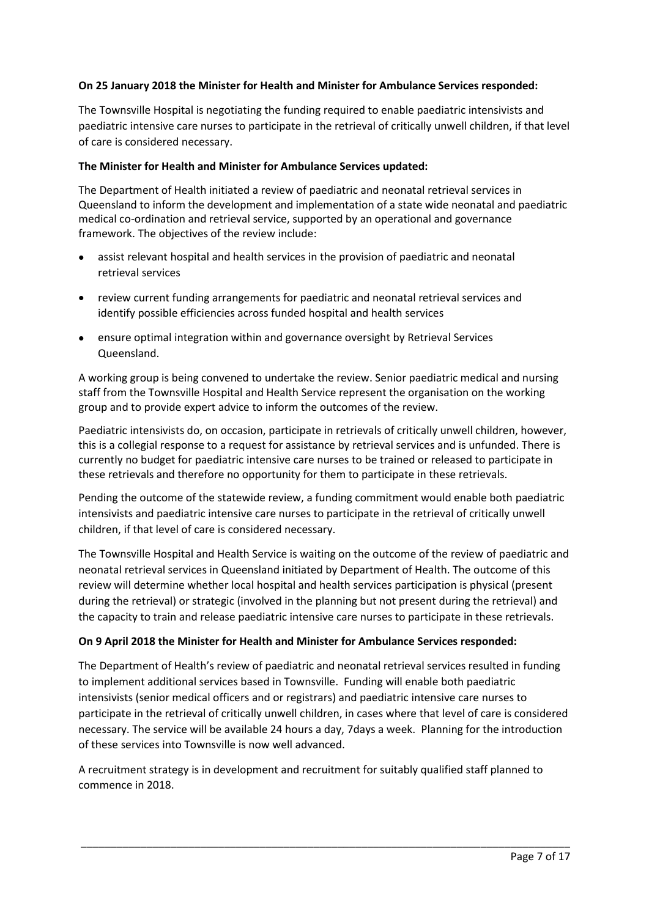**On 25 January 2018 the Minister for Health and Minister for Ambulance Services responded:**

The Townsville Hospital is negotiating the funding required to enable paediatric intensivists and paediatric intensive care nurses to participate in the retrieval of critically unwell children, if that level of care is considered necessary.

**The Minister for Health and Minister for Ambulance Services updated:**

The Department of Health initiated a review of paediatric and neonatal retrieval services in Queensland to inform the development and implementation of a state wide neonatal and paediatric medical co-ordination and retrieval service, supported by an operational and governance framework. The objectives of the review include:

- assist relevant hospital and health services in the provision of paediatric and neonatal retrieval services
- review current funding arrangements for paediatric and neonatal retrieval services and identify possible efficiencies across funded hospital and health services
- ensure optimal integration within and governance oversight by Retrieval Services Queensland.

A working group is being convened to undertake the review. Senior paediatric medical and nursing staff from the Townsville Hospital and Health Service represent the organisation on the working group and to provide expert advice to inform the outcomes of the review.

Paediatric intensivists do, on occasion, participate in retrievals of critically unwell children, however, this is a collegial response to a request for assistance by retrieval services and is unfunded. There is currently no budget for paediatric intensive care nurses to be trained or released to participate in these retrievals and therefore no opportunity for them to participate in these retrievals.

Pending the outcome of the statewide review, a funding commitment would enable both paediatric intensivists and paediatric intensive care nurses to participate in the retrieval of critically unwell children, if that level of care is considered necessary.

The Townsville Hospital and Health Service is waiting on the outcome of the review of paediatric and neonatal retrieval services in Queensland initiated by Department of Health. The outcome of this review will determine whether local hospital and health services participation is physical (present during the retrieval) or strategic (involved in the planning but not present during the retrieval) and the capacity to train and release paediatric intensive care nurses to participate in these retrievals.

**On 9 April 2018 the Minister for Health and Minister for Ambulance Services responded:**

The Department of Health's review of paediatric and neonatal retrieval services resulted in funding to implement additional services based in Townsville. Funding will enable both paediatric intensivists (senior medical officers and or registrars) and paediatric intensive care nurses to participate in the retrieval of critically unwell children, in cases where that level of care is considered necessary. The service will be available 24 hours a day, 7days a week. Planning for the introduction of these services into Townsville is now well advanced.

A recruitment strategy is in development and recruitment for suitably qualified staff planned to commence in 2018.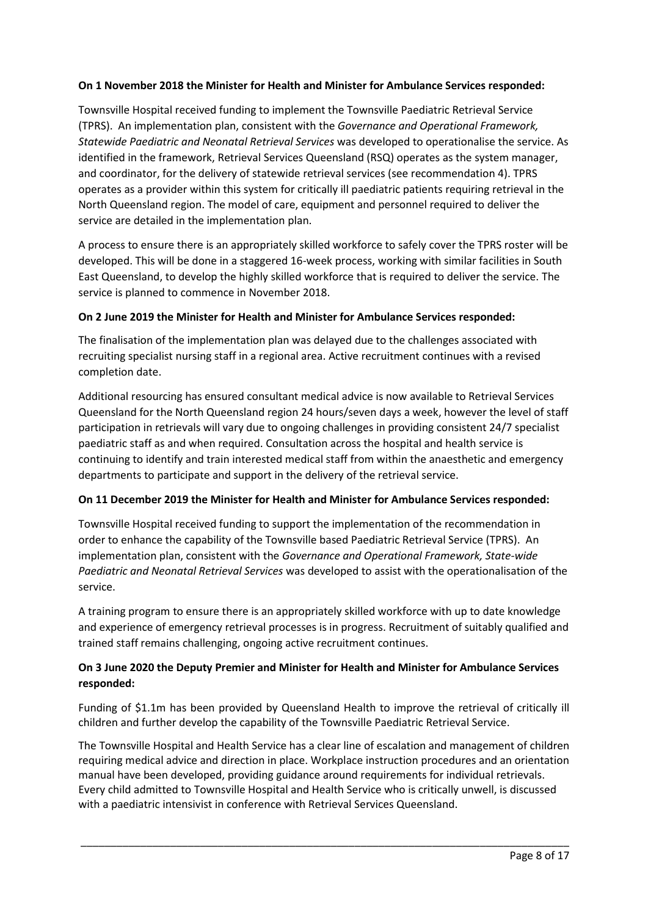**On 1 November 2018 the Minister for Health and Minister for Ambulance Services responded:**

Townsville Hospital received funding to implement the Townsville Paediatric Retrieval Service (TPRS). An implementation plan, consistent with the *Governance and Operational Framework, Statewide Paediatric and Neonatal Retrieval Services* was developed to operationalise the service. As identified in the framework, Retrieval Services Queensland (RSQ) operates as the system manager, and coordinator, for the delivery of statewide retrieval services (see recommendation 4). TPRS operates as a provider within this system for critically ill paediatric patients requiring retrieval in the North Queensland region. The model of care, equipment and personnel required to deliver the service are detailed in the implementation plan.

A process to ensure there is an appropriately skilled workforce to safely cover the TPRS roster will be developed. This will be done in a staggered 16-week process, working with similar facilities in South East Queensland, to develop the highly skilled workforce that is required to deliver the service. The service is planned to commence in November 2018.

**On 2 June 2019 the Minister for Health and Minister for Ambulance Services responded:**

The finalisation of the implementation plan was delayed due to the challenges associated with recruiting specialist nursing staff in a regional area. Active recruitment continues with a revised completion date.

Additional resourcing has ensured consultant medical advice is now available to Retrieval Services Queensland for the North Queensland region 24 hours/seven days a week, however the level of staff participation in retrievals will vary due to ongoing challenges in providing consistent 24/7 specialist paediatric staff as and when required. Consultation across the hospital and health service is continuing to identify and train interested medical staff from within the anaesthetic and emergency departments to participate and support in the delivery of the retrieval service.

**On 11 December 2019 the Minister for Health and Minister for Ambulance Services responded:**

Townsville Hospital received funding to support the implementation of the recommendation in order to enhance the capability of the Townsville based Paediatric Retrieval Service (TPRS). An implementation plan, consistent with the *Governance and Operational Framework, State-wide Paediatric and Neonatal Retrieval Services* was developed to assist with the operationalisation of the service.

A training program to ensure there is an appropriately skilled workforce with up to date knowledge and experience of emergency retrieval processes is in progress. Recruitment of suitably qualified and trained staff remains challenging, ongoing active recruitment continues.

**On 3 June 2020 the Deputy Premier and Minister for Health and Minister for Ambulance Services responded:**

Funding of $1.1m has been provided by Queensland Health to improve the retrieval of critically ill children and further develop the capability of the Townsville Paediatric Retrieval Service.

The Townsville Hospital and Health Service has a clear line of escalation and management of children requiring medical advice and direction in place. Workplace instruction procedures and an orientation manual have been developed, providing guidance around requirements for individual retrievals. Every child admitted to Townsville Hospital and Health Service who is critically unwell, is discussed with a paediatric intensivist in conference with Retrieval Services Queensland.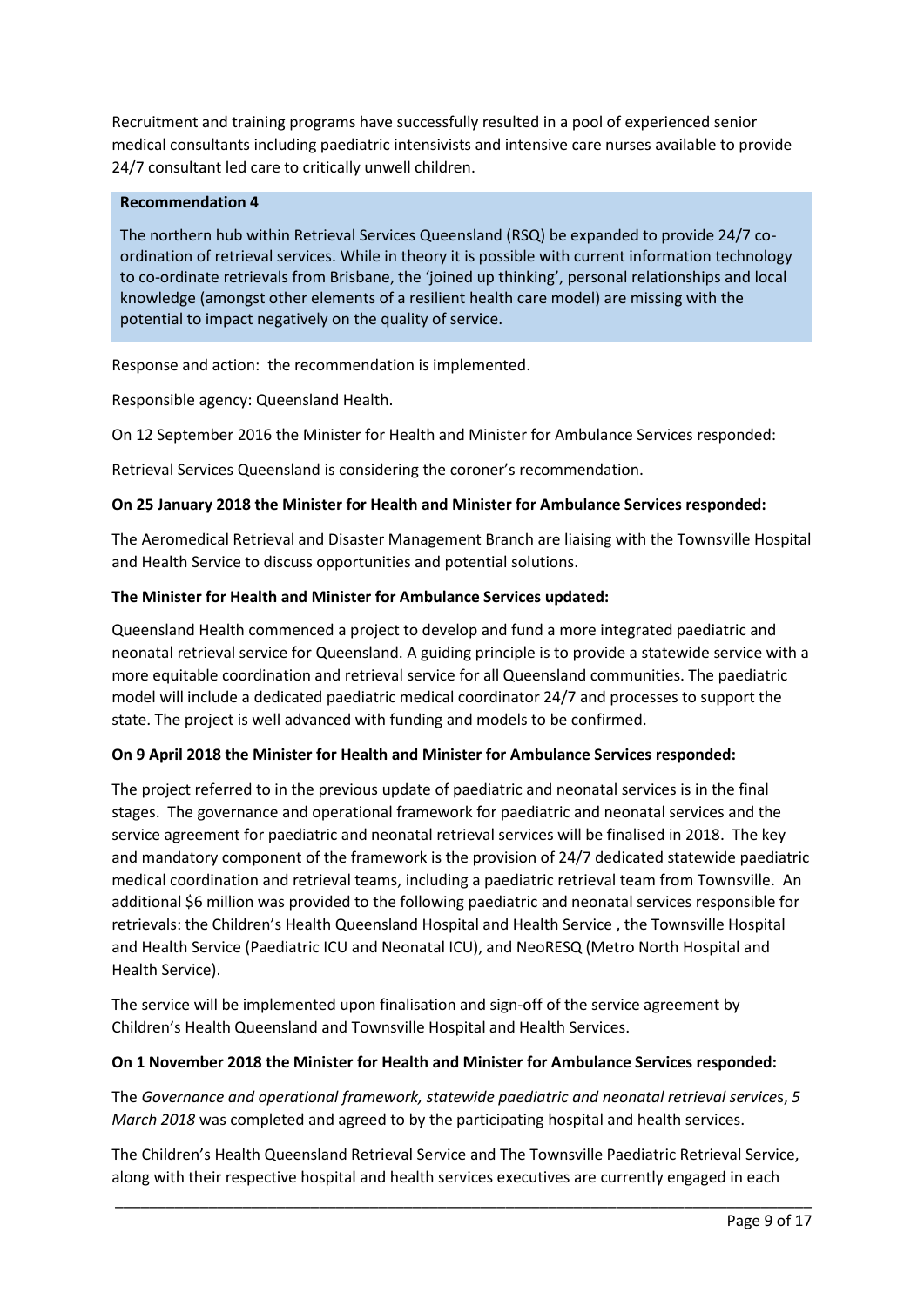Recruitment and training programs have successfully resulted in a pool of experienced senior medical consultants including paediatric intensivists and intensive care nurses available to provide 24/7 consultant led care to critically unwell children.

> **Recommendation 4**
>
> The northern hub within Retrieval Services Queensland (RSQ) be expanded to provide 24/7 co-ordination of retrieval services. While in theory it is possible with current information technology to co-ordinate retrievals from Brisbane, the 'joined up thinking', personal relationships and local knowledge (amongst other elements of a resilient health care model) are missing with the potential to impact negatively on the quality of service.

Response and action: the recommendation is implemented.

Responsible agency: Queensland Health.

On 12 September 2016 the Minister for Health and Minister for Ambulance Services responded:

Retrieval Services Queensland is considering the coroner's recommendation.

**On 25 January 2018 the Minister for Health and Minister for Ambulance Services responded:**

The Aeromedical Retrieval and Disaster Management Branch are liaising with the Townsville Hospital and Health Service to discuss opportunities and potential solutions.

**The Minister for Health and Minister for Ambulance Services updated:**

Queensland Health commenced a project to develop and fund a more integrated paediatric and neonatal retrieval service for Queensland. A guiding principle is to provide a statewide service with a more equitable coordination and retrieval service for all Queensland communities. The paediatric model will include a dedicated paediatric medical coordinator 24/7 and processes to support the state. The project is well advanced with funding and models to be confirmed.

**On 9 April 2018 the Minister for Health and Minister for Ambulance Services responded:**

The project referred to in the previous update of paediatric and neonatal services is in the final stages. The governance and operational framework for paediatric and neonatal services and the service agreement for paediatric and neonatal retrieval services will be finalised in 2018. The key and mandatory component of the framework is the provision of 24/7 dedicated statewide paediatric medical coordination and retrieval teams, including a paediatric retrieval team from Townsville. An additional $6 million was provided to the following paediatric and neonatal services responsible for retrievals: the Children's Health Queensland Hospital and Health Service , the Townsville Hospital and Health Service (Paediatric ICU and Neonatal ICU), and NeoRESQ (Metro North Hospital and Health Service).

The service will be implemented upon finalisation and sign-off of the service agreement by Children's Health Queensland and Townsville Hospital and Health Services.

**On 1 November 2018 the Minister for Health and Minister for Ambulance Services responded:**

The *Governance and operational framework, statewide paediatric and neonatal retrieval services*, *5 March 2018* was completed and agreed to by the participating hospital and health services.

The Children's Health Queensland Retrieval Service and The Townsville Paediatric Retrieval Service, along with their respective hospital and health services executives are currently engaged in each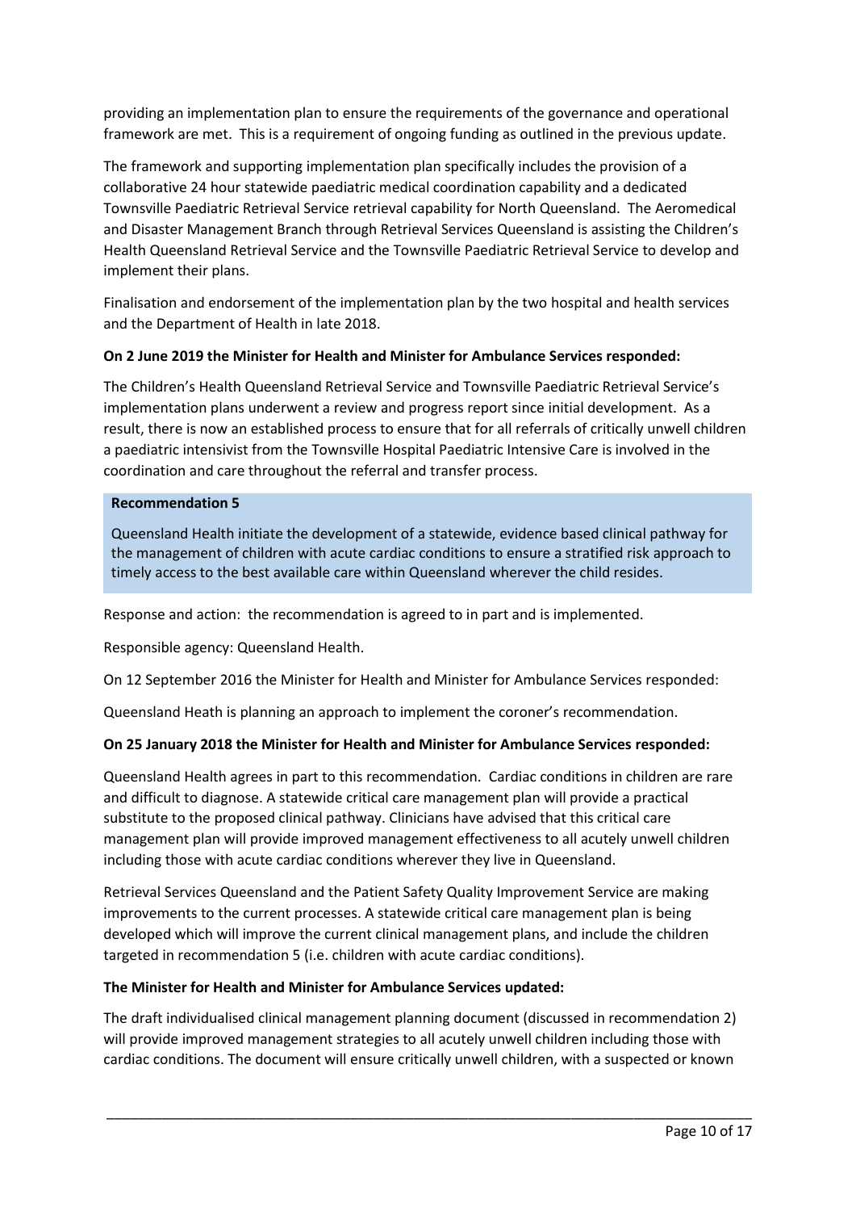providing an implementation plan to ensure the requirements of the governance and operational framework are met. This is a requirement of ongoing funding as outlined in the previous update.

The framework and supporting implementation plan specifically includes the provision of a collaborative 24 hour statewide paediatric medical coordination capability and a dedicated Townsville Paediatric Retrieval Service retrieval capability for North Queensland. The Aeromedical and Disaster Management Branch through Retrieval Services Queensland is assisting the Children's Health Queensland Retrieval Service and the Townsville Paediatric Retrieval Service to develop and implement their plans.

Finalisation and endorsement of the implementation plan by the two hospital and health services and the Department of Health in late 2018.

**On 2 June 2019 the Minister for Health and Minister for Ambulance Services responded:**

The Children's Health Queensland Retrieval Service and Townsville Paediatric Retrieval Service's implementation plans underwent a review and progress report since initial development. As a result, there is now an established process to ensure that for all referrals of critically unwell children a paediatric intensivist from the Townsville Hospital Paediatric Intensive Care is involved in the coordination and care throughout the referral and transfer process.

**Recommendation 5**

Queensland Health initiate the development of a statewide, evidence based clinical pathway for the management of children with acute cardiac conditions to ensure a stratified risk approach to timely access to the best available care within Queensland wherever the child resides.

Response and action: the recommendation is agreed to in part and is implemented.

Responsible agency: Queensland Health.

On 12 September 2016 the Minister for Health and Minister for Ambulance Services responded:

Queensland Heath is planning an approach to implement the coroner's recommendation.

**On 25 January 2018 the Minister for Health and Minister for Ambulance Services responded:**

Queensland Health agrees in part to this recommendation. Cardiac conditions in children are rare and difficult to diagnose. A statewide critical care management plan will provide a practical substitute to the proposed clinical pathway. Clinicians have advised that this critical care management plan will provide improved management effectiveness to all acutely unwell children including those with acute cardiac conditions wherever they live in Queensland.

Retrieval Services Queensland and the Patient Safety Quality Improvement Service are making improvements to the current processes. A statewide critical care management plan is being developed which will improve the current clinical management plans, and include the children targeted in recommendation 5 (i.e. children with acute cardiac conditions).

**The Minister for Health and Minister for Ambulance Services updated:**

The draft individualised clinical management planning document (discussed in recommendation 2) will provide improved management strategies to all acutely unwell children including those with cardiac conditions. The document will ensure critically unwell children, with a suspected or known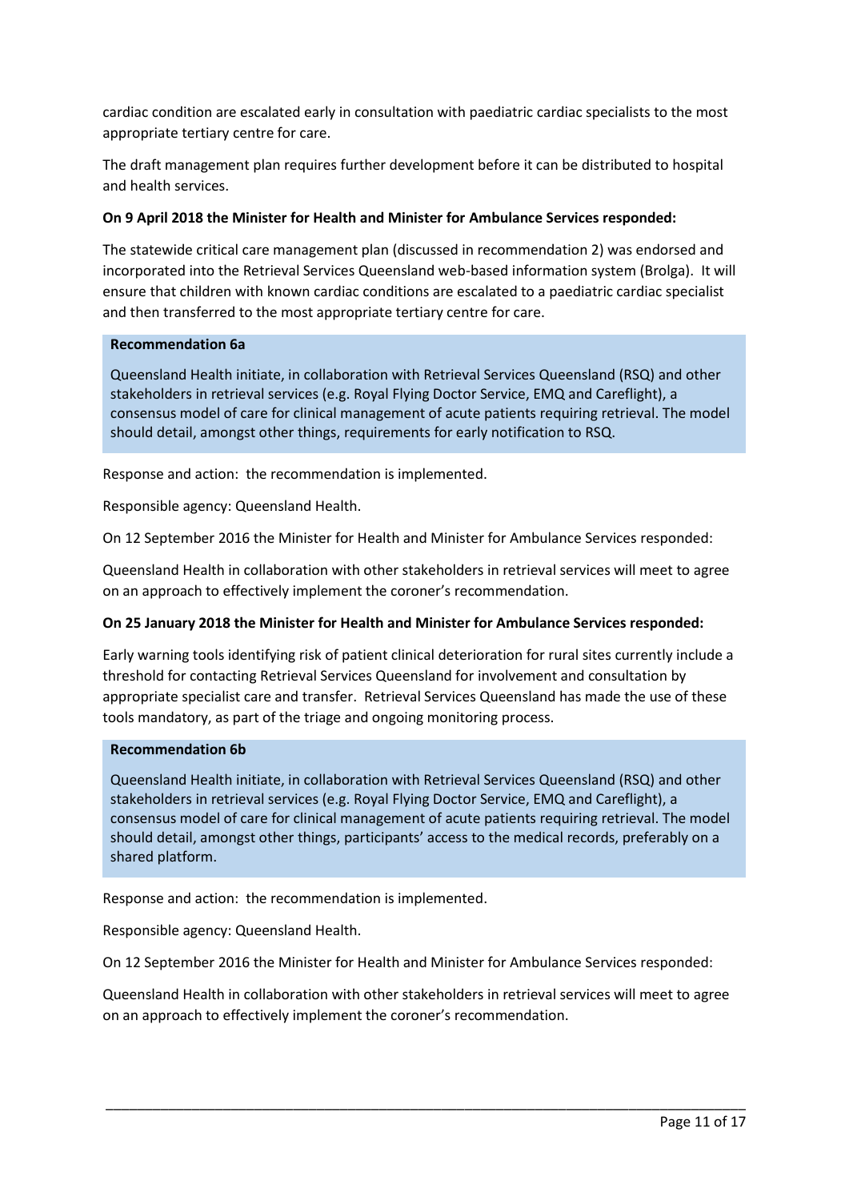cardiac condition are escalated early in consultation with paediatric cardiac specialists to the most appropriate tertiary centre for care.

The draft management plan requires further development before it can be distributed to hospital and health services.

**On 9 April 2018 the Minister for Health and Minister for Ambulance Services responded:**

The statewide critical care management plan (discussed in recommendation 2) was endorsed and incorporated into the Retrieval Services Queensland web-based information system (Brolga). It will ensure that children with known cardiac conditions are escalated to a paediatric cardiac specialist and then transferred to the most appropriate tertiary centre for care.

**Recommendation 6a**

Queensland Health initiate, in collaboration with Retrieval Services Queensland (RSQ) and other stakeholders in retrieval services (e.g. Royal Flying Doctor Service, EMQ and Careflight), a consensus model of care for clinical management of acute patients requiring retrieval. The model should detail, amongst other things, requirements for early notification to RSQ.

Response and action: the recommendation is implemented.

Responsible agency: Queensland Health.

On 12 September 2016 the Minister for Health and Minister for Ambulance Services responded:

Queensland Health in collaboration with other stakeholders in retrieval services will meet to agree on an approach to effectively implement the coroner's recommendation.

**On 25 January 2018 the Minister for Health and Minister for Ambulance Services responded:**

Early warning tools identifying risk of patient clinical deterioration for rural sites currently include a threshold for contacting Retrieval Services Queensland for involvement and consultation by appropriate specialist care and transfer. Retrieval Services Queensland has made the use of these tools mandatory, as part of the triage and ongoing monitoring process.

**Recommendation 6b**

Queensland Health initiate, in collaboration with Retrieval Services Queensland (RSQ) and other stakeholders in retrieval services (e.g. Royal Flying Doctor Service, EMQ and Careflight), a consensus model of care for clinical management of acute patients requiring retrieval. The model should detail, amongst other things, participants' access to the medical records, preferably on a shared platform.

Response and action: the recommendation is implemented.

Responsible agency: Queensland Health.

On 12 September 2016 the Minister for Health and Minister for Ambulance Services responded:

Queensland Health in collaboration with other stakeholders in retrieval services will meet to agree on an approach to effectively implement the coroner's recommendation.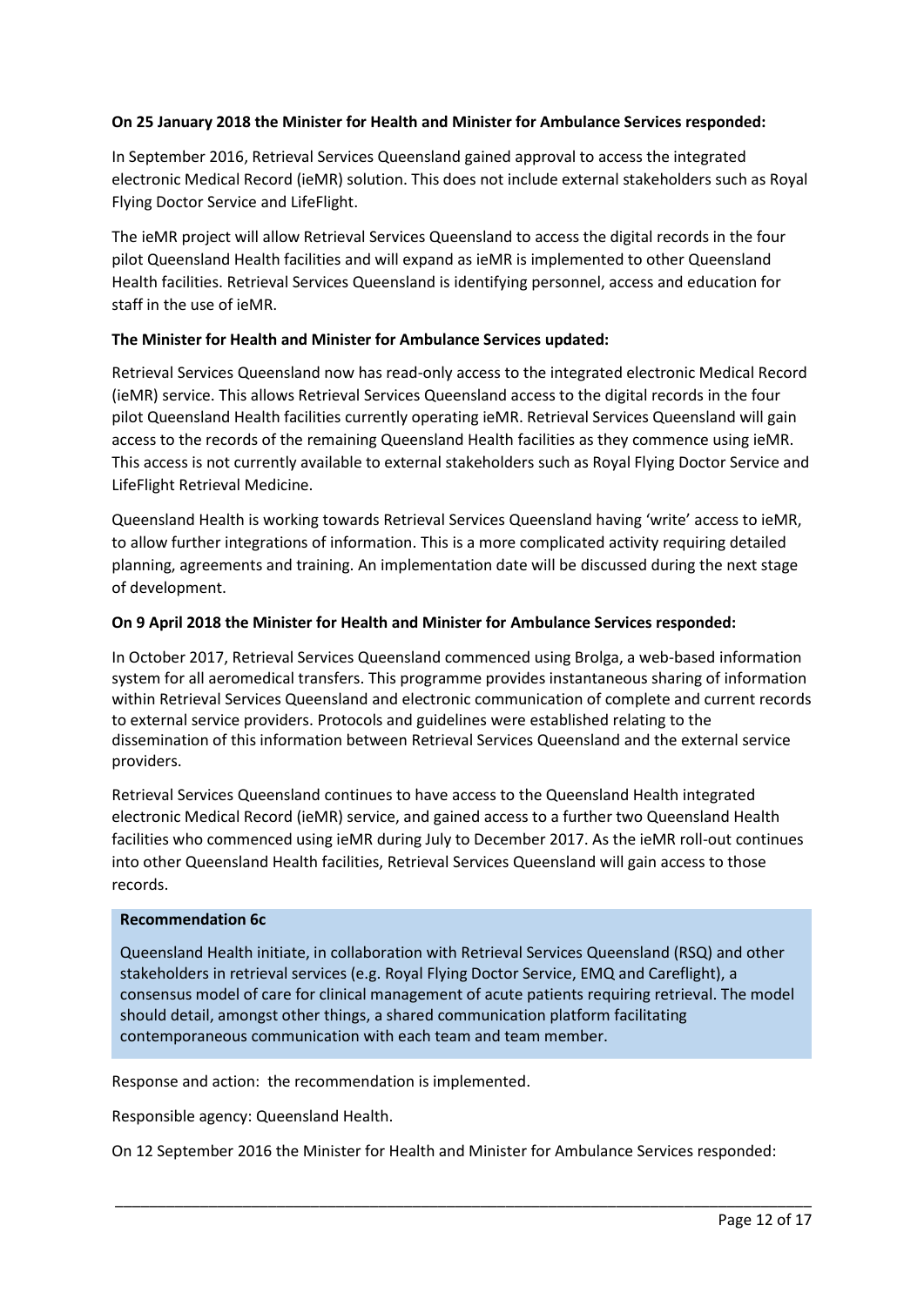**On 25 January 2018 the Minister for Health and Minister for Ambulance Services responded:**

In September 2016, Retrieval Services Queensland gained approval to access the integrated electronic Medical Record (ieMR) solution. This does not include external stakeholders such as Royal Flying Doctor Service and LifeFlight.

The ieMR project will allow Retrieval Services Queensland to access the digital records in the four pilot Queensland Health facilities and will expand as ieMR is implemented to other Queensland Health facilities. Retrieval Services Queensland is identifying personnel, access and education for staff in the use of ieMR.

**The Minister for Health and Minister for Ambulance Services updated:**

Retrieval Services Queensland now has read-only access to the integrated electronic Medical Record (ieMR) service. This allows Retrieval Services Queensland access to the digital records in the four pilot Queensland Health facilities currently operating ieMR. Retrieval Services Queensland will gain access to the records of the remaining Queensland Health facilities as they commence using ieMR. This access is not currently available to external stakeholders such as Royal Flying Doctor Service and LifeFlight Retrieval Medicine.

Queensland Health is working towards Retrieval Services Queensland having 'write' access to ieMR, to allow further integrations of information. This is a more complicated activity requiring detailed planning, agreements and training. An implementation date will be discussed during the next stage of development.

**On 9 April 2018 the Minister for Health and Minister for Ambulance Services responded:**

In October 2017, Retrieval Services Queensland commenced using Brolga, a web-based information system for all aeromedical transfers. This programme provides instantaneous sharing of information within Retrieval Services Queensland and electronic communication of complete and current records to external service providers. Protocols and guidelines were established relating to the dissemination of this information between Retrieval Services Queensland and the external service providers.

Retrieval Services Queensland continues to have access to the Queensland Health integrated electronic Medical Record (ieMR) service, and gained access to a further two Queensland Health facilities who commenced using ieMR during July to December 2017. As the ieMR roll-out continues into other Queensland Health facilities, Retrieval Services Queensland will gain access to those records.

**Recommendation 6c**

Queensland Health initiate, in collaboration with Retrieval Services Queensland (RSQ) and other stakeholders in retrieval services (e.g. Royal Flying Doctor Service, EMQ and Careflight), a consensus model of care for clinical management of acute patients requiring retrieval. The model should detail, amongst other things, a shared communication platform facilitating contemporaneous communication with each team and team member.

Response and action: the recommendation is implemented.

Responsible agency: Queensland Health.

On 12 September 2016 the Minister for Health and Minister for Ambulance Services responded: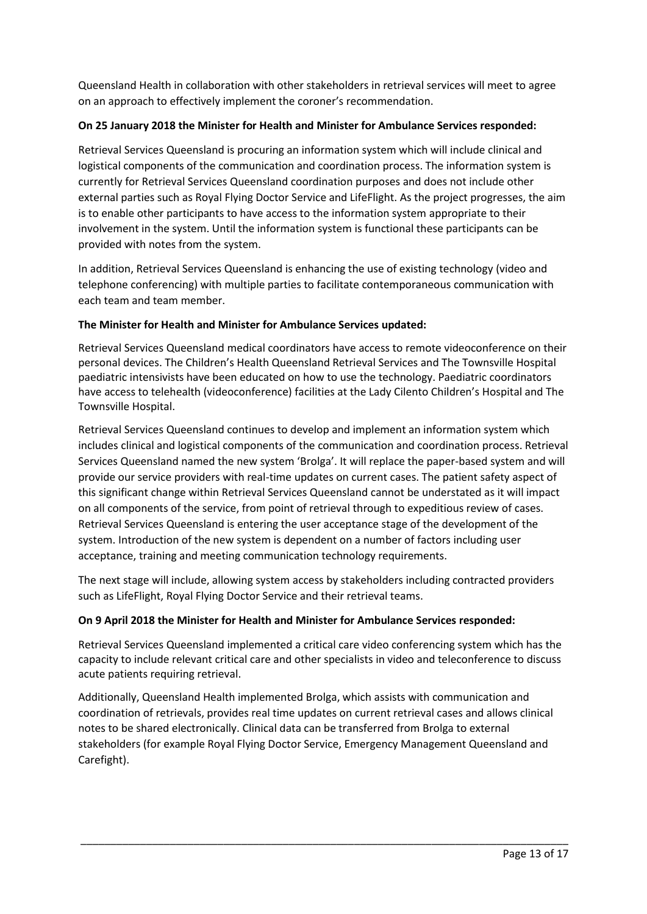Queensland Health in collaboration with other stakeholders in retrieval services will meet to agree on an approach to effectively implement the coroner's recommendation.

**On 25 January 2018 the Minister for Health and Minister for Ambulance Services responded:**

Retrieval Services Queensland is procuring an information system which will include clinical and logistical components of the communication and coordination process. The information system is currently for Retrieval Services Queensland coordination purposes and does not include other external parties such as Royal Flying Doctor Service and LifeFlight. As the project progresses, the aim is to enable other participants to have access to the information system appropriate to their involvement in the system. Until the information system is functional these participants can be provided with notes from the system.

In addition, Retrieval Services Queensland is enhancing the use of existing technology (video and telephone conferencing) with multiple parties to facilitate contemporaneous communication with each team and team member.

**The Minister for Health and Minister for Ambulance Services updated:**

Retrieval Services Queensland medical coordinators have access to remote videoconference on their personal devices. The Children's Health Queensland Retrieval Services and The Townsville Hospital paediatric intensivists have been educated on how to use the technology. Paediatric coordinators have access to telehealth (videoconference) facilities at the Lady Cilento Children's Hospital and The Townsville Hospital.

Retrieval Services Queensland continues to develop and implement an information system which includes clinical and logistical components of the communication and coordination process. Retrieval Services Queensland named the new system 'Brolga'. It will replace the paper-based system and will provide our service providers with real-time updates on current cases. The patient safety aspect of this significant change within Retrieval Services Queensland cannot be understated as it will impact on all components of the service, from point of retrieval through to expeditious review of cases. Retrieval Services Queensland is entering the user acceptance stage of the development of the system. Introduction of the new system is dependent on a number of factors including user acceptance, training and meeting communication technology requirements.

The next stage will include, allowing system access by stakeholders including contracted providers such as LifeFlight, Royal Flying Doctor Service and their retrieval teams.

**On 9 April 2018 the Minister for Health and Minister for Ambulance Services responded:**

Retrieval Services Queensland implemented a critical care video conferencing system which has the capacity to include relevant critical care and other specialists in video and teleconference to discuss acute patients requiring retrieval.

Additionally, Queensland Health implemented Brolga, which assists with communication and coordination of retrievals, provides real time updates on current retrieval cases and allows clinical notes to be shared electronically. Clinical data can be transferred from Brolga to external stakeholders (for example Royal Flying Doctor Service, Emergency Management Queensland and Carefight).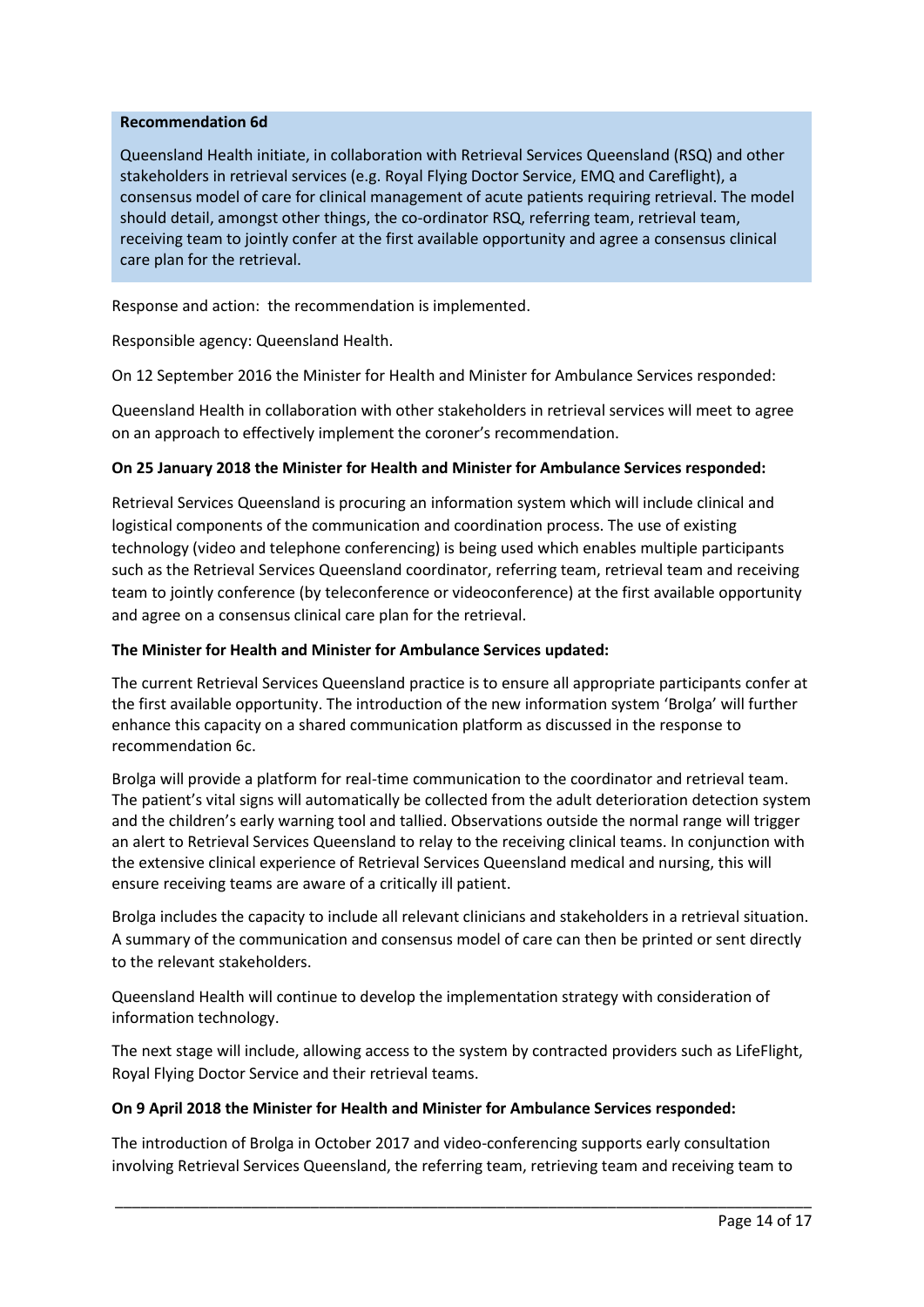**Recommendation 6d**

Queensland Health initiate, in collaboration with Retrieval Services Queensland (RSQ) and other stakeholders in retrieval services (e.g. Royal Flying Doctor Service, EMQ and Careflight), a consensus model of care for clinical management of acute patients requiring retrieval. The model should detail, amongst other things, the co-ordinator RSQ, referring team, retrieval team, receiving team to jointly confer at the first available opportunity and agree a consensus clinical care plan for the retrieval.

Response and action: the recommendation is implemented.

Responsible agency: Queensland Health.

On 12 September 2016 the Minister for Health and Minister for Ambulance Services responded:

Queensland Health in collaboration with other stakeholders in retrieval services will meet to agree on an approach to effectively implement the coroner's recommendation.

**On 25 January 2018 the Minister for Health and Minister for Ambulance Services responded:**

Retrieval Services Queensland is procuring an information system which will include clinical and logistical components of the communication and coordination process. The use of existing technology (video and telephone conferencing) is being used which enables multiple participants such as the Retrieval Services Queensland coordinator, referring team, retrieval team and receiving team to jointly conference (by teleconference or videoconference) at the first available opportunity and agree on a consensus clinical care plan for the retrieval.

**The Minister for Health and Minister for Ambulance Services updated:**

The current Retrieval Services Queensland practice is to ensure all appropriate participants confer at the first available opportunity. The introduction of the new information system 'Brolga' will further enhance this capacity on a shared communication platform as discussed in the response to recommendation 6c.

Brolga will provide a platform for real-time communication to the coordinator and retrieval team. The patient's vital signs will automatically be collected from the adult deterioration detection system and the children's early warning tool and tallied. Observations outside the normal range will trigger an alert to Retrieval Services Queensland to relay to the receiving clinical teams. In conjunction with the extensive clinical experience of Retrieval Services Queensland medical and nursing, this will ensure receiving teams are aware of a critically ill patient.

Brolga includes the capacity to include all relevant clinicians and stakeholders in a retrieval situation. A summary of the communication and consensus model of care can then be printed or sent directly to the relevant stakeholders.

Queensland Health will continue to develop the implementation strategy with consideration of information technology.

The next stage will include, allowing access to the system by contracted providers such as LifeFlight, Royal Flying Doctor Service and their retrieval teams.

**On 9 April 2018 the Minister for Health and Minister for Ambulance Services responded:**

The introduction of Brolga in October 2017 and video-conferencing supports early consultation involving Retrieval Services Queensland, the referring team, retrieving team and receiving team to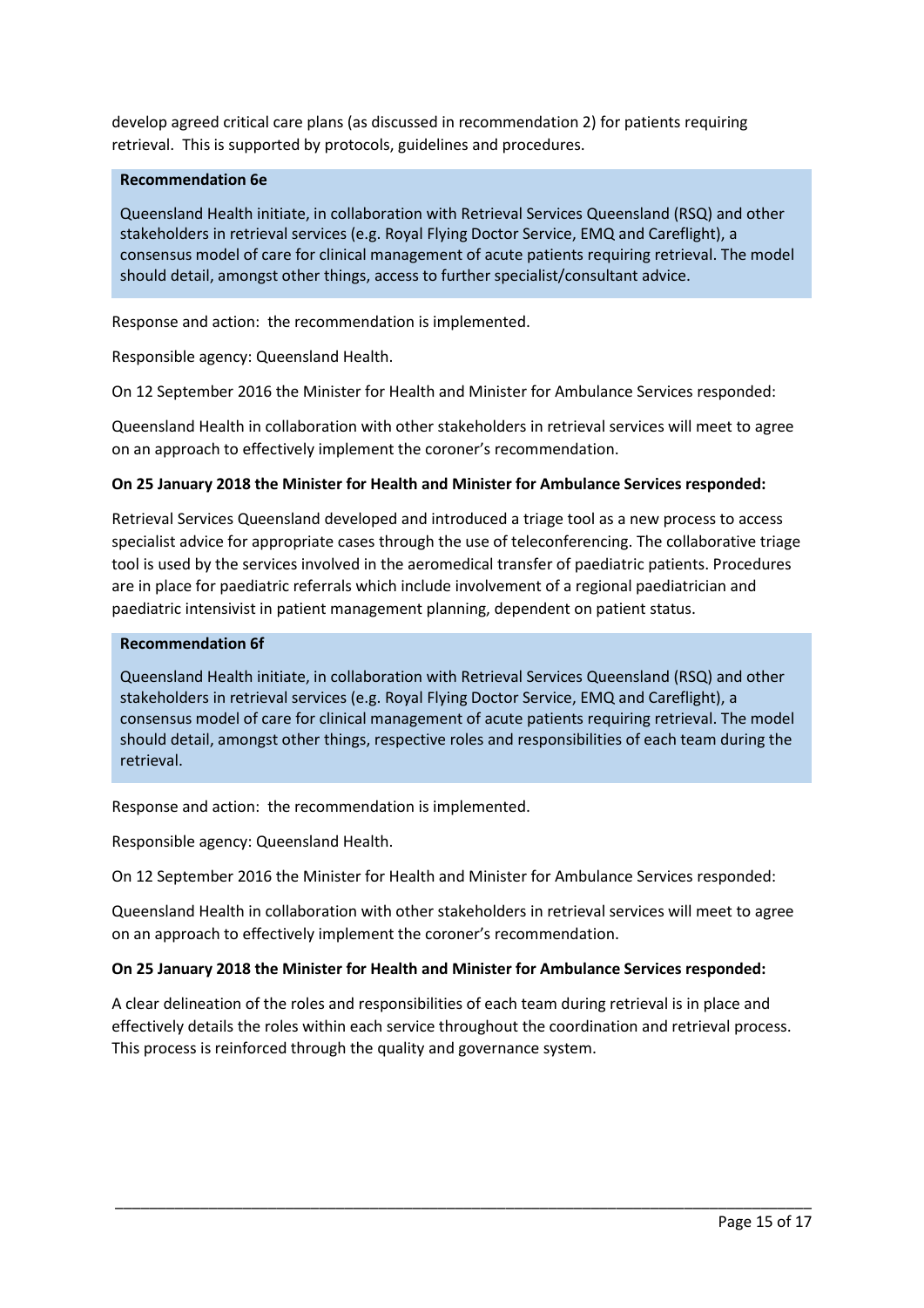develop agreed critical care plans (as discussed in recommendation 2) for patients requiring retrieval. This is supported by protocols, guidelines and procedures.

**Recommendation 6e**

Queensland Health initiate, in collaboration with Retrieval Services Queensland (RSQ) and other stakeholders in retrieval services (e.g. Royal Flying Doctor Service, EMQ and Careflight), a consensus model of care for clinical management of acute patients requiring retrieval. The model should detail, amongst other things, access to further specialist/consultant advice.

Response and action: the recommendation is implemented.

Responsible agency: Queensland Health.

On 12 September 2016 the Minister for Health and Minister for Ambulance Services responded:

Queensland Health in collaboration with other stakeholders in retrieval services will meet to agree on an approach to effectively implement the coroner's recommendation.

**On 25 January 2018 the Minister for Health and Minister for Ambulance Services responded:**

Retrieval Services Queensland developed and introduced a triage tool as a new process to access specialist advice for appropriate cases through the use of teleconferencing. The collaborative triage tool is used by the services involved in the aeromedical transfer of paediatric patients. Procedures are in place for paediatric referrals which include involvement of a regional paediatrician and paediatric intensivist in patient management planning, dependent on patient status.

**Recommendation 6f**

Queensland Health initiate, in collaboration with Retrieval Services Queensland (RSQ) and other stakeholders in retrieval services (e.g. Royal Flying Doctor Service, EMQ and Careflight), a consensus model of care for clinical management of acute patients requiring retrieval. The model should detail, amongst other things, respective roles and responsibilities of each team during the retrieval.

Response and action: the recommendation is implemented.

Responsible agency: Queensland Health.

On 12 September 2016 the Minister for Health and Minister for Ambulance Services responded:

Queensland Health in collaboration with other stakeholders in retrieval services will meet to agree on an approach to effectively implement the coroner's recommendation.

**On 25 January 2018 the Minister for Health and Minister for Ambulance Services responded:**

A clear delineation of the roles and responsibilities of each team during retrieval is in place and effectively details the roles within each service throughout the coordination and retrieval process. This process is reinforced through the quality and governance system.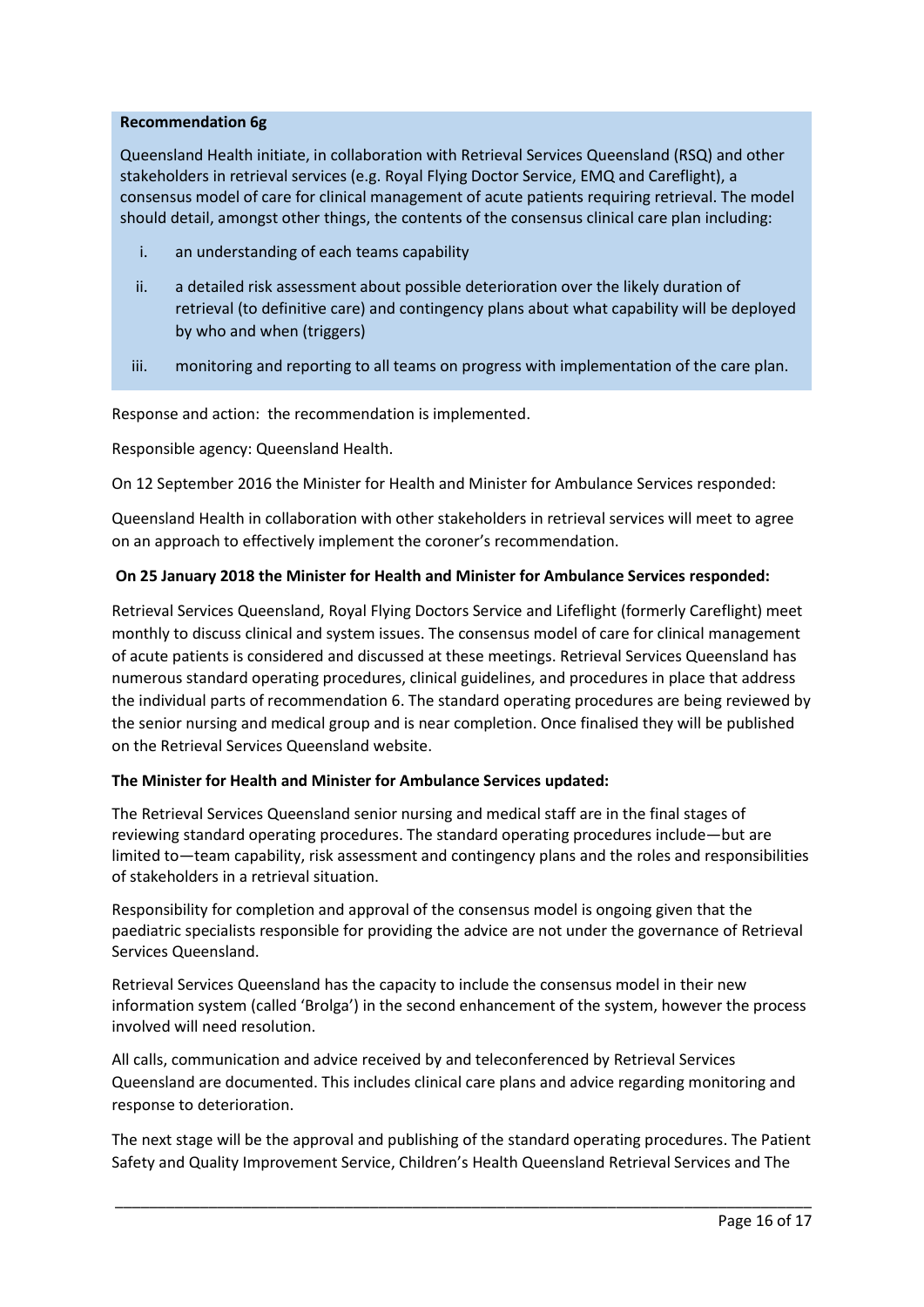**Recommendation 6g**

Queensland Health initiate, in collaboration with Retrieval Services Queensland (RSQ) and other stakeholders in retrieval services (e.g. Royal Flying Doctor Service, EMQ and Careflight), a consensus model of care for clinical management of acute patients requiring retrieval. The model should detail, amongst other things, the contents of the consensus clinical care plan including:

i. an understanding of each teams capability

ii. a detailed risk assessment about possible deterioration over the likely duration of retrieval (to definitive care) and contingency plans about what capability will be deployed by who and when (triggers)

iii. monitoring and reporting to all teams on progress with implementation of the care plan.

Response and action: the recommendation is implemented.

Responsible agency: Queensland Health.

On 12 September 2016 the Minister for Health and Minister for Ambulance Services responded:

Queensland Health in collaboration with other stakeholders in retrieval services will meet to agree on an approach to effectively implement the coroner's recommendation.

**On 25 January 2018 the Minister for Health and Minister for Ambulance Services responded:**

Retrieval Services Queensland, Royal Flying Doctors Service and Lifeflight (formerly Careflight) meet monthly to discuss clinical and system issues. The consensus model of care for clinical management of acute patients is considered and discussed at these meetings. Retrieval Services Queensland has numerous standard operating procedures, clinical guidelines, and procedures in place that address the individual parts of recommendation 6. The standard operating procedures are being reviewed by the senior nursing and medical group and is near completion. Once finalised they will be published on the Retrieval Services Queensland website.

**The Minister for Health and Minister for Ambulance Services updated:**

The Retrieval Services Queensland senior nursing and medical staff are in the final stages of reviewing standard operating procedures. The standard operating procedures include—but are limited to—team capability, risk assessment and contingency plans and the roles and responsibilities of stakeholders in a retrieval situation.

Responsibility for completion and approval of the consensus model is ongoing given that the paediatric specialists responsible for providing the advice are not under the governance of Retrieval Services Queensland.

Retrieval Services Queensland has the capacity to include the consensus model in their new information system (called 'Brolga') in the second enhancement of the system, however the process involved will need resolution.

All calls, communication and advice received by and teleconferenced by Retrieval Services Queensland are documented. This includes clinical care plans and advice regarding monitoring and response to deterioration.

The next stage will be the approval and publishing of the standard operating procedures. The Patient Safety and Quality Improvement Service, Children's Health Queensland Retrieval Services and The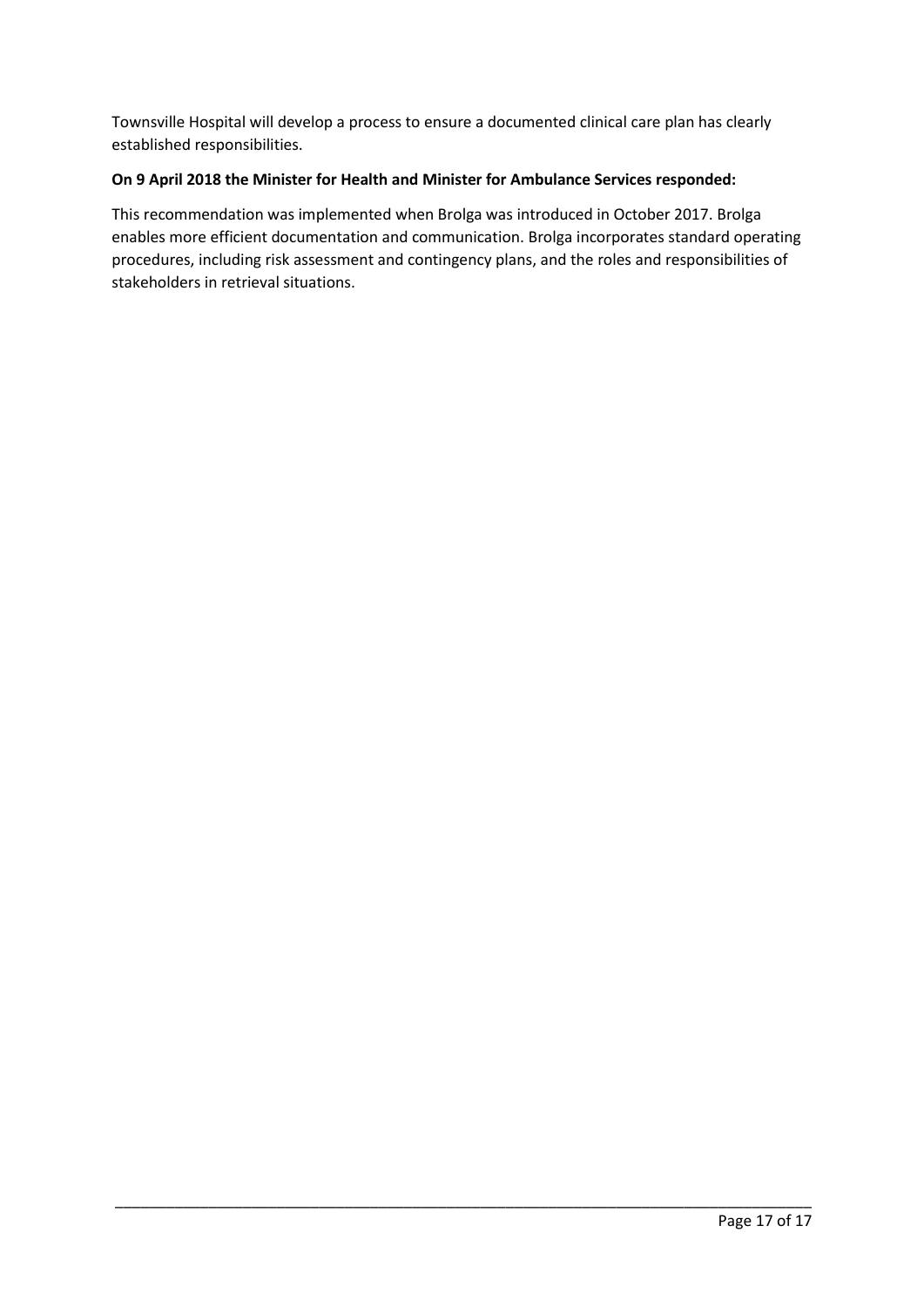Townsville Hospital will develop a process to ensure a documented clinical care plan has clearly established responsibilities.

**On 9 April 2018 the Minister for Health and Minister for Ambulance Services responded:**

This recommendation was implemented when Brolga was introduced in October 2017. Brolga enables more efficient documentation and communication. Brolga incorporates standard operating procedures, including risk assessment and contingency plans, and the roles and responsibilities of stakeholders in retrieval situations.